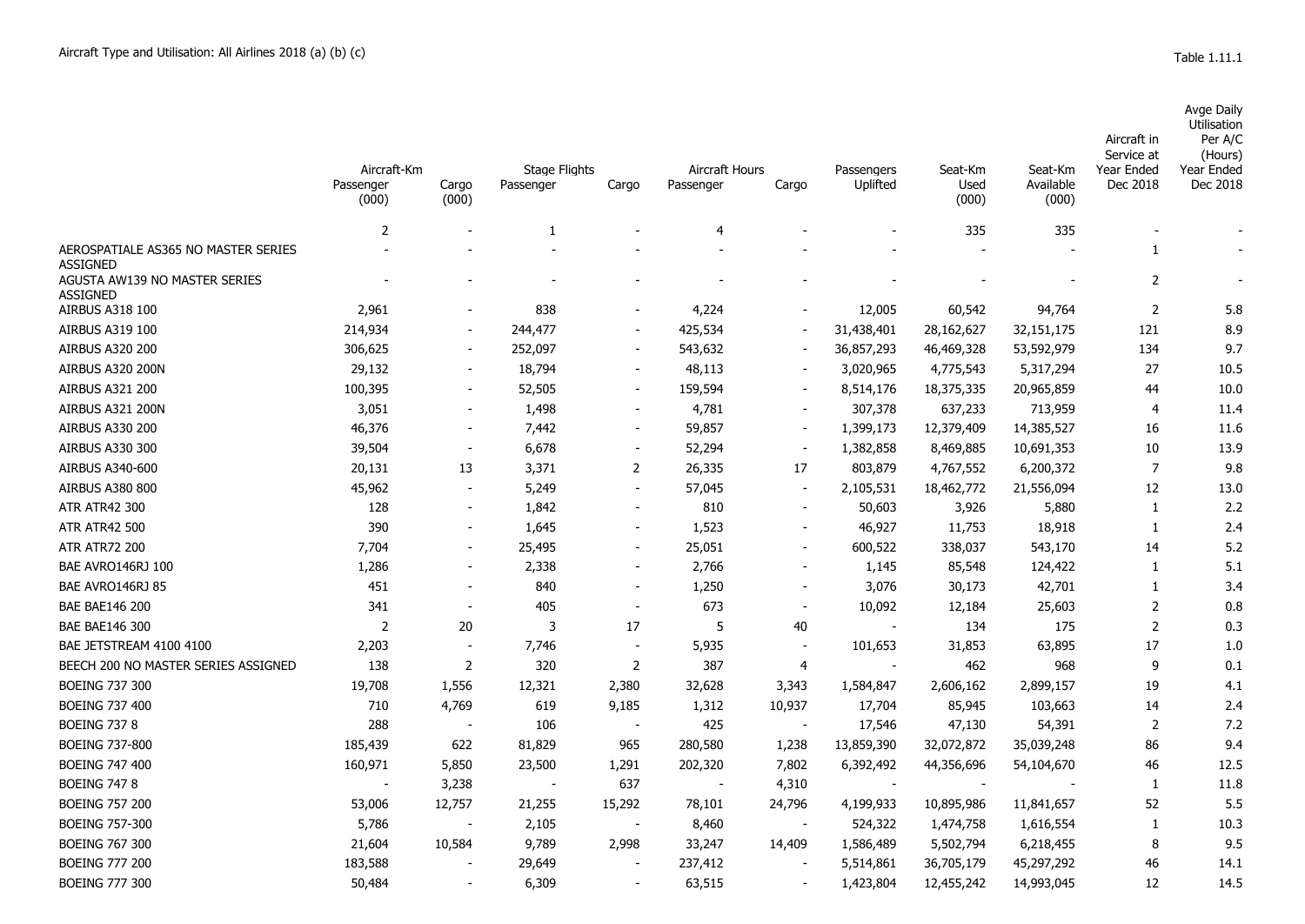# Aircraft Type and Utilisation: All Airlines 2018 (a) (b) (c)

Table 1.11.1

| | Aircraft-Km | | Stage Flights | | Aircraft Hours | | Passengers | Seat-Km | Seat-Km | Aircraft in Service at | Avge Daily Utilisation Per A/C (Hours) |
|---|---|---|---|---|---|---|---|---|---|---|---|
| | Passenger (000) | Cargo (000) | Passenger | Cargo | Passenger | Cargo | Uplifted | Used (000) | Available (000) | Year Ended Dec 2018 | Year Ended Dec 2018 |
| | 2 | - | 1 | - | 4 | - | - | 335 | 335 | - | - |
| AEROSPATIALE AS365 NO MASTER SERIES ASSIGNED | - | - | - | - | - | - | - | - | - | 1 | - |
| AGUSTA AW139 NO MASTER SERIES ASSIGNED | - | - | - | - | - | - | - | - | - | 2 | - |
| AIRBUS A318 100 | 2,961 | - | 838 | - | 4,224 | - | 12,005 | 60,542 | 94,764 | 2 | 5.8 |
| AIRBUS A319 100 | 214,934 | - | 244,477 | - | 425,534 | - | 31,438,401 | 28,162,627 | 32,151,175 | 121 | 8.9 |
| AIRBUS A320 200 | 306,625 | - | 252,097 | - | 543,632 | - | 36,857,293 | 46,469,328 | 53,592,979 | 134 | 9.7 |
| AIRBUS A320 200N | 29,132 | - | 18,794 | - | 48,113 | - | 3,020,965 | 4,775,543 | 5,317,294 | 27 | 10.5 |
| AIRBUS A321 200 | 100,395 | - | 52,505 | - | 159,594 | - | 8,514,176 | 18,375,335 | 20,965,859 | 44 | 10.0 |
| AIRBUS A321 200N | 3,051 | - | 1,498 | - | 4,781 | - | 307,378 | 637,233 | 713,959 | 4 | 11.4 |
| AIRBUS A330 200 | 46,376 | - | 7,442 | - | 59,857 | - | 1,399,173 | 12,379,409 | 14,385,527 | 16 | 11.6 |
| AIRBUS A330 300 | 39,504 | - | 6,678 | - | 52,294 | - | 1,382,858 | 8,469,885 | 10,691,353 | 10 | 13.9 |
| AIRBUS A340-600 | 20,131 | 13 | 3,371 | 2 | 26,335 | 17 | 803,879 | 4,767,552 | 6,200,372 | 7 | 9.8 |
| AIRBUS A380 800 | 45,962 | - | 5,249 | - | 57,045 | - | 2,105,531 | 18,462,772 | 21,556,094 | 12 | 13.0 |
| ATR ATR42 300 | 128 | - | 1,842 | - | 810 | - | 50,603 | 3,926 | 5,880 | 1 | 2.2 |
| ATR ATR42 500 | 390 | - | 1,645 | - | 1,523 | - | 46,927 | 11,753 | 18,918 | 1 | 2.4 |
| ATR ATR72 200 | 7,704 | - | 25,495 | - | 25,051 | - | 600,522 | 338,037 | 543,170 | 14 | 5.2 |
| BAE AVRO146RJ 100 | 1,286 | - | 2,338 | - | 2,766 | - | 1,145 | 85,548 | 124,422 | 1 | 5.1 |
| BAE AVRO146RJ 85 | 451 | - | 840 | - | 1,250 | - | 3,076 | 30,173 | 42,701 | 1 | 3.4 |
| BAE BAE146 200 | 341 | - | 405 | - | 673 | - | 10,092 | 12,184 | 25,603 | 2 | 0.8 |
| BAE BAE146 300 | 2 | 20 | 3 | 17 | 5 | 40 | - | 134 | 175 | 2 | 0.3 |
| BAE JETSTREAM 4100 4100 | 2,203 | - | 7,746 | - | 5,935 | - | 101,653 | 31,853 | 63,895 | 17 | 1.0 |
| BEECH 200 NO MASTER SERIES ASSIGNED | 138 | 2 | 320 | 2 | 387 | 4 | - | 462 | 968 | 9 | 0.1 |
| BOEING 737 300 | 19,708 | 1,556 | 12,321 | 2,380 | 32,628 | 3,343 | 1,584,847 | 2,606,162 | 2,899,157 | 19 | 4.1 |
| BOEING 737 400 | 710 | 4,769 | 619 | 9,185 | 1,312 | 10,937 | 17,704 | 85,945 | 103,663 | 14 | 2.4 |
| BOEING 737 8 | 288 | - | 106 | - | 425 | - | 17,546 | 47,130 | 54,391 | 2 | 7.2 |
| BOEING 737-800 | 185,439 | 622 | 81,829 | 965 | 280,580 | 1,238 | 13,859,390 | 32,072,872 | 35,039,248 | 86 | 9.4 |
| BOEING 747 400 | 160,971 | 5,850 | 23,500 | 1,291 | 202,320 | 7,802 | 6,392,492 | 44,356,696 | 54,104,670 | 46 | 12.5 |
| BOEING 747 8 | - | 3,238 | - | 637 | - | 4,310 | - | - | - | 1 | 11.8 |
| BOEING 757 200 | 53,006 | 12,757 | 21,255 | 15,292 | 78,101 | 24,796 | 4,199,933 | 10,895,986 | 11,841,657 | 52 | 5.5 |
| BOEING 757-300 | 5,786 | - | 2,105 | - | 8,460 | - | 524,322 | 1,474,758 | 1,616,554 | 1 | 10.3 |
| BOEING 767 300 | 21,604 | 10,584 | 9,789 | 2,998 | 33,247 | 14,409 | 1,586,489 | 5,502,794 | 6,218,455 | 8 | 9.5 |
| BOEING 777 200 | 183,588 | - | 29,649 | - | 237,412 | - | 5,514,861 | 36,705,179 | 45,297,292 | 46 | 14.1 |
| BOEING 777 300 | 50,484 | - | 6,309 | - | 63,515 | - | 1,423,804 | 12,455,242 | 14,993,045 | 12 | 14.5 |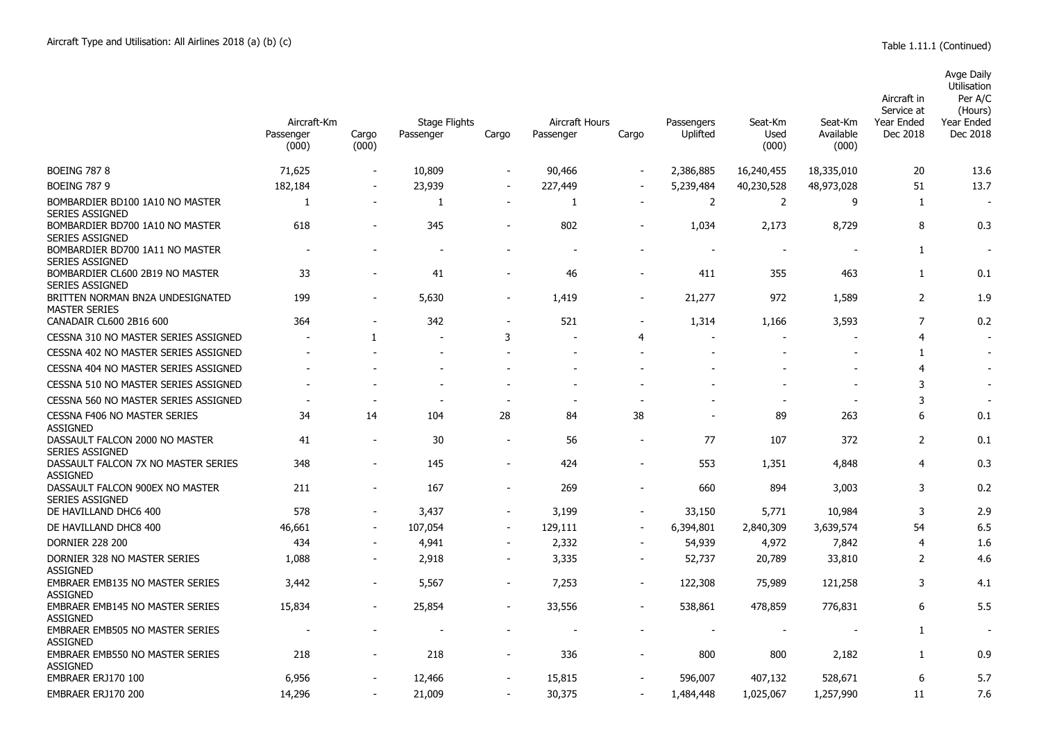Aircraft Type and Utilisation: All Airlines 2018 (a) (b) (c)

Table 1.11.1 (Continued)

| | Aircraft-Km | | Stage Flights | | Aircraft Hours | | Passengers | Seat-Km | Seat-Km | Aircraft in Service at | Avge Daily Utilisation Per A/C (Hours) |
|---|---|---|---|---|---|---|---|---|---|---|---|
| | Passenger (000) | Cargo (000) | Passenger | Cargo | Passenger | Cargo | Uplifted | Used (000) | Available (000) | Year Ended Dec 2018 | Year Ended Dec 2018 |
| BOEING 787 8 | 71,625 | - | 10,809 | - | 90,466 | - | 2,386,885 | 16,240,455 | 18,335,010 | 20 | 13.6 |
| BOEING 787 9 | 182,184 | - | 23,939 | - | 227,449 | - | 5,239,484 | 40,230,528 | 48,973,028 | 51 | 13.7 |
| BOMBARDIER BD100 1A10 NO MASTER SERIES ASSIGNED | 1 | - | 1 | - | 1 | - | 2 | 2 | 9 | 1 | - |
| BOMBARDIER BD700 1A10 NO MASTER SERIES ASSIGNED | 618 | - | 345 | - | 802 | - | 1,034 | 2,173 | 8,729 | 8 | 0.3 |
| BOMBARDIER BD700 1A11 NO MASTER SERIES ASSIGNED | - | - | - | - | - | - | - | - | - | 1 | - |
| BOMBARDIER CL600 2B19 NO MASTER SERIES ASSIGNED | 33 | - | 41 | - | 46 | - | 411 | 355 | 463 | 1 | 0.1 |
| BRITTEN NORMAN BN2A UNDESIGNATED MASTER SERIES | 199 | - | 5,630 | - | 1,419 | - | 21,277 | 972 | 1,589 | 2 | 1.9 |
| CANADAIR CL600 2B16 600 | 364 | - | 342 | - | 521 | - | 1,314 | 1,166 | 3,593 | 7 | 0.2 |
| CESSNA 310 NO MASTER SERIES ASSIGNED | - | 1 | - | 3 | - | 4 | - | - | - | 4 | - |
| CESSNA 402 NO MASTER SERIES ASSIGNED | - | - | - | - | - | - | - | - | - | 1 | - |
| CESSNA 404 NO MASTER SERIES ASSIGNED | - | - | - | - | - | - | - | - | - | 4 | - |
| CESSNA 510 NO MASTER SERIES ASSIGNED | - | - | - | - | - | - | - | - | - | 3 | - |
| CESSNA 560 NO MASTER SERIES ASSIGNED | - | - | - | - | - | - | - | - | - | 3 | - |
| CESSNA F406 NO MASTER SERIES ASSIGNED | 34 | 14 | 104 | 28 | 84 | 38 | - | 89 | 263 | 6 | 0.1 |
| DASSAULT FALCON 2000 NO MASTER SERIES ASSIGNED | 41 | - | 30 | - | 56 | - | 77 | 107 | 372 | 2 | 0.1 |
| DASSAULT FALCON 7X NO MASTER SERIES ASSIGNED | 348 | - | 145 | - | 424 | - | 553 | 1,351 | 4,848 | 4 | 0.3 |
| DASSAULT FALCON 900EX NO MASTER SERIES ASSIGNED | 211 | - | 167 | - | 269 | - | 660 | 894 | 3,003 | 3 | 0.2 |
| DE HAVILLAND DHC6 400 | 578 | - | 3,437 | - | 3,199 | - | 33,150 | 5,771 | 10,984 | 3 | 2.9 |
| DE HAVILLAND DHC8 400 | 46,661 | - | 107,054 | - | 129,111 | - | 6,394,801 | 2,840,309 | 3,639,574 | 54 | 6.5 |
| DORNIER 228 200 | 434 | - | 4,941 | - | 2,332 | - | 54,939 | 4,972 | 7,842 | 4 | 1.6 |
| DORNIER 328 NO MASTER SERIES ASSIGNED | 1,088 | - | 2,918 | - | 3,335 | - | 52,737 | 20,789 | 33,810 | 2 | 4.6 |
| EMBRAER EMB135 NO MASTER SERIES ASSIGNED | 3,442 | - | 5,567 | - | 7,253 | - | 122,308 | 75,989 | 121,258 | 3 | 4.1 |
| EMBRAER EMB145 NO MASTER SERIES ASSIGNED | 15,834 | - | 25,854 | - | 33,556 | - | 538,861 | 478,859 | 776,831 | 6 | 5.5 |
| EMBRAER EMB505 NO MASTER SERIES ASSIGNED | - | - | - | - | - | - | - | - | - | 1 | - |
| EMBRAER EMB550 NO MASTER SERIES ASSIGNED | 218 | - | 218 | - | 336 | - | 800 | 800 | 2,182 | 1 | 0.9 |
| EMBRAER ERJ170 100 | 6,956 | - | 12,466 | - | 15,815 | - | 596,007 | 407,132 | 528,671 | 6 | 5.7 |
| EMBRAER ERJ170 200 | 14,296 | - | 21,009 | - | 30,375 | - | 1,484,448 | 1,025,067 | 1,257,990 | 11 | 7.6 |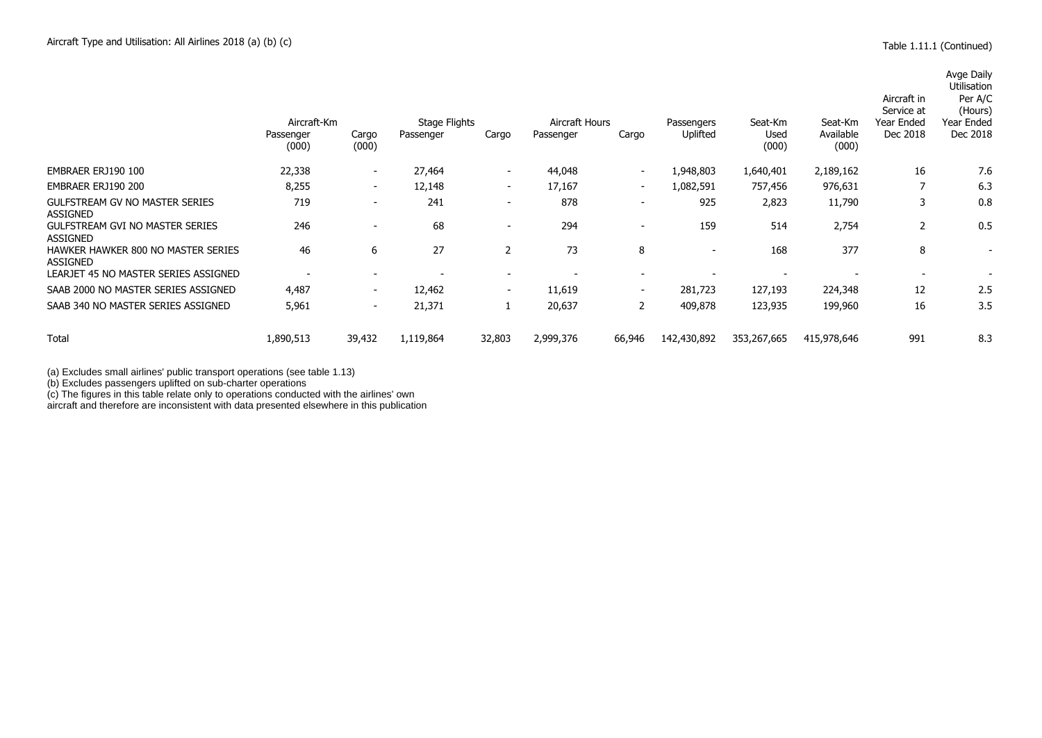Aircraft Type and Utilisation: All Airlines 2018 (a) (b) (c)

Table 1.11.1 (Continued)

| | Aircraft-Km | | Stage Flights | | Aircraft Hours | | Passengers | Seat-Km | Seat-Km | Aircraft in Service at | Avge Daily Utilisation Per A/C (Hours) |
|---|---|---|---|---|---|---|---|---|---|---|---|
| | Passenger (000) | Cargo (000) | Passenger | Cargo | Passenger | Cargo | Uplifted | Used (000) | Available (000) | Year Ended Dec 2018 | Year Ended Dec 2018 |
| EMBRAER ERJ190 100 | 22,338 | - | 27,464 | - | 44,048 | - | 1,948,803 | 1,640,401 | 2,189,162 | 16 | 7.6 |
| EMBRAER ERJ190 200 | 8,255 | - | 12,148 | - | 17,167 | - | 1,082,591 | 757,456 | 976,631 | 7 | 6.3 |
| GULFSTREAM GV NO MASTER SERIES ASSIGNED | 719 | - | 241 | - | 878 | - | 925 | 2,823 | 11,790 | 3 | 0.8 |
| GULFSTREAM GVI NO MASTER SERIES ASSIGNED | 246 | - | 68 | - | 294 | - | 159 | 514 | 2,754 | 2 | 0.5 |
| HAWKER HAWKER 800 NO MASTER SERIES ASSIGNED | 46 | 6 | 27 | 2 | 73 | 8 | - | 168 | 377 | 8 | - |
| LEARJET 45 NO MASTER SERIES ASSIGNED | - | - | - | - | - | - | - | - | - | - | - |
| SAAB 2000 NO MASTER SERIES ASSIGNED | 4,487 | - | 12,462 | - | 11,619 | - | 281,723 | 127,193 | 224,348 | 12 | 2.5 |
| SAAB 340 NO MASTER SERIES ASSIGNED | 5,961 | - | 21,371 | 1 | 20,637 | 2 | 409,878 | 123,935 | 199,960 | 16 | 3.5 |
| Total | 1,890,513 | 39,432 | 1,119,864 | 32,803 | 2,999,376 | 66,946 | 142,430,892 | 353,267,665 | 415,978,646 | 991 | 8.3 |

(a) Excludes small airlines' public transport operations (see table 1.13)
(b) Excludes passengers uplifted on sub-charter operations
(c) The figures in this table relate only to operations conducted with the airlines' own aircraft and therefore are inconsistent with data presented elsewhere in this publication